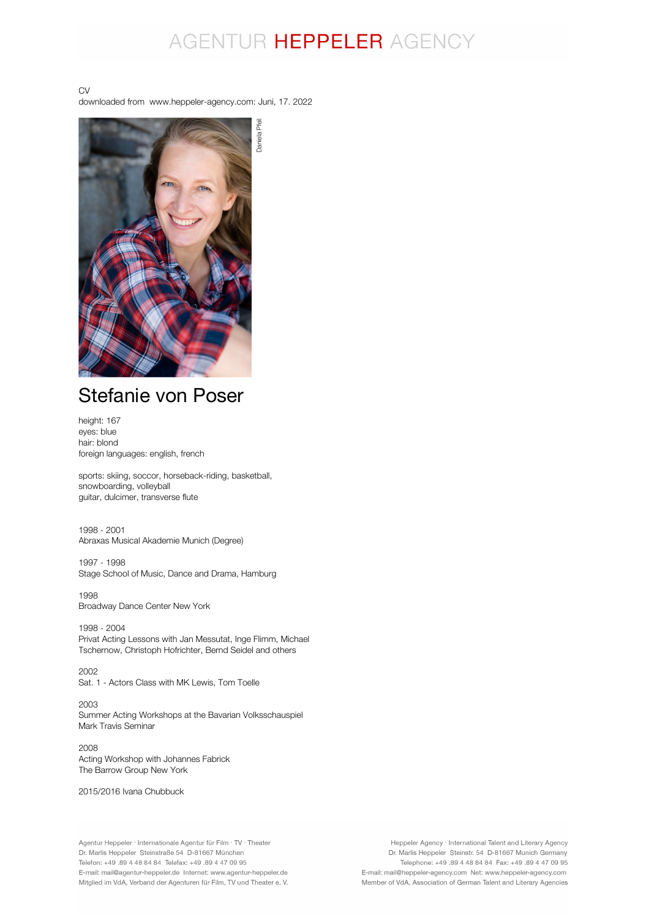AGENTUR **HEPPELER** AGENCY

CV
downloaded from www.heppeler-agency.com: Juni, 17. 2022

Daniela Pfeil

# Stefanie von Poser

height: 167
eyes: blue
hair: blond
foreign languages: english, french

sports: skiing, soccor, horseback-riding, basketball, snowboarding, volleyball
guitar, dulcimer, transverse flute

1998 - 2001
Abraxas Musical Akademie Munich (Degree)

1997 - 1998
Stage School of Music, Dance and Drama, Hamburg

1998
Broadway Dance Center New York

1998 - 2004
Privat Acting Lessons with Jan Messutat, Inge Flimm, Michael Tschernow, Christoph Hofrichter, Bernd Seidel and others

2002
Sat. 1 - Actors Class with MK Lewis, Tom Toelle

2003
Summer Acting Workshops at the Bavarian Volksschauspiel
Mark Travis Seminar

2008
Acting Workshop with Johannes Fabrick
The Barrow Group New York

2015/2016 Ivana Chubbuck

Agentur Heppeler · Internationale Agentur für Film · TV · Theater
Dr. Marlis Heppeler Steinstraße 54 D-81667 München
Telefon: +49 .89 4 48 84 84 Telefax: +49 .89 4 47 09 95
E-mail: mail@agentur-heppeler.de Internet: www.agentur-heppeler.de
Mitglied im VdA, Verband der Agenturen für Film, TV und Theater e. V.

Heppeler Agency · International Talent and Literary Agency
Dr. Marlis Heppeler Steinstr. 54 D-81667 Munich Germany
Telephone: +49 .89 4 48 84 84 Fax: +49 .89 4 47 09 95
E-mail: mail@heppeler-agency.com Net: www.heppeler-agency.com
Member of VdA, Association of German Talent and Literary Agencies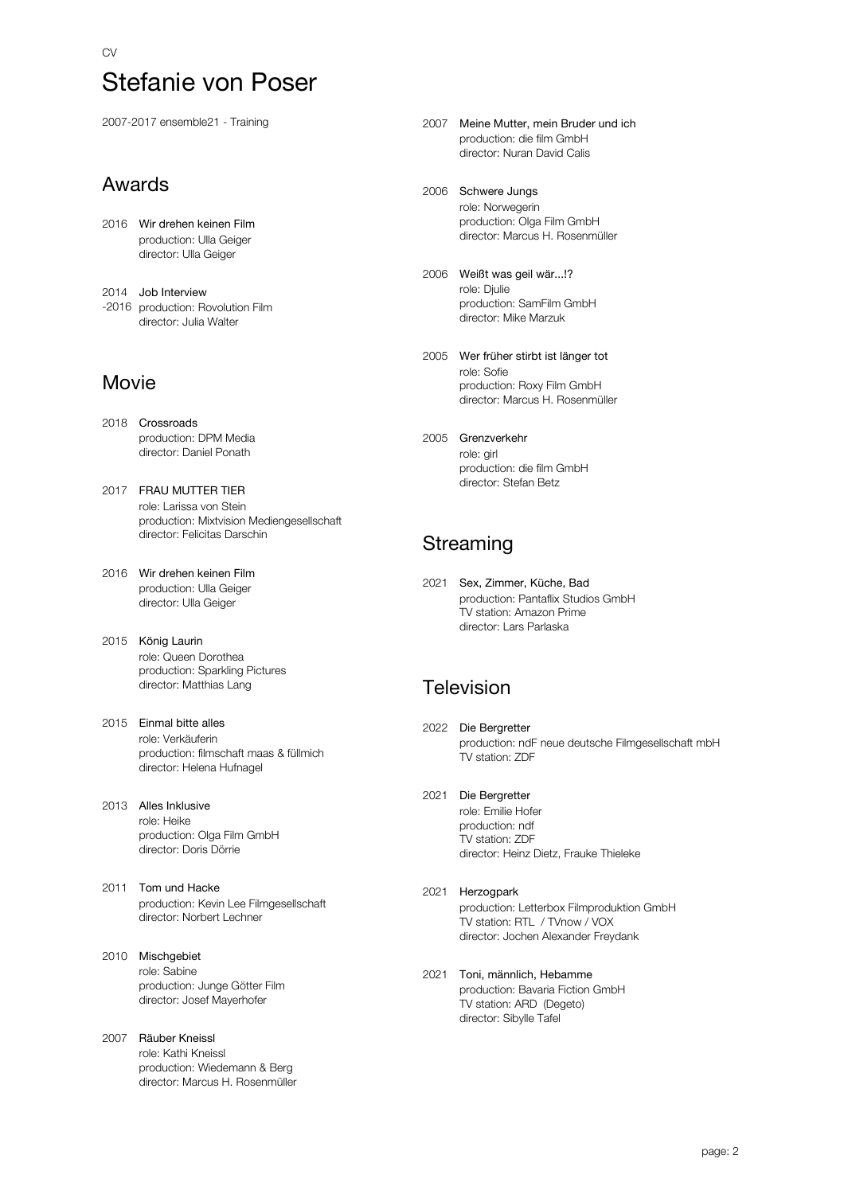CV

# Stefanie von Poser

2007-2017 ensemble21 - Training

## Awards

2016 **Wir drehen keinen Film**
production: Ulla Geiger
director: Ulla Geiger

2014 -2016 **Job Interview**
production: Rovolution Film
director: Julia Walter

## Movie

2018 **Crossroads**
production: DPM Media
director: Daniel Ponath

2017 **FRAU MUTTER TIER**
role: Larissa von Stein
production: Mixtvision Mediengesellschaft
director: Felicitas Darschin

2016 **Wir drehen keinen Film**
production: Ulla Geiger
director: Ulla Geiger

2015 **König Laurin**
role: Queen Dorothea
production: Sparkling Pictures
director: Matthias Lang

2015 **Einmal bitte alles**
role: Verkäuferin
production: filmschaft maas & füllmich
director: Helena Hufnagel

2013 **Alles Inklusive**
role: Heike
production: Olga Film GmbH
director: Doris Dörrie

2011 **Tom und Hacke**
production: Kevin Lee Filmgesellschaft
director: Norbert Lechner

2010 **Mischgebiet**
role: Sabine
production: Junge Götter Film
director: Josef Mayerhofer

2007 **Räuber Kneissl**
role: Kathi Kneissl
production: Wiedemann & Berg
director: Marcus H. Rosenmüller

2007 **Meine Mutter, mein Bruder und ich**
production: die film GmbH
director: Nuran David Calis

2006 **Schwere Jungs**
role: Norwegerin
production: Olga Film GmbH
director: Marcus H. Rosenmüller

2006 **Weißt was geil wär...!?**
role: Djulie
production: SamFilm GmbH
director: Mike Marzuk

2005 **Wer früher stirbt ist länger tot**
role: Sofie
production: Roxy Film GmbH
director: Marcus H. Rosenmüller

2005 **Grenzverkehr**
role: girl
production: die film GmbH
director: Stefan Betz

## Streaming

2021 **Sex, Zimmer, Küche, Bad**
production: Pantaflix Studios GmbH
TV station: Amazon Prime
director: Lars Parlaska

## Television

2022 **Die Bergretter**
production: ndF neue deutsche Filmgesellschaft mbH
TV station: ZDF

2021 **Die Bergretter**
role: Emilie Hofer
production: ndf
TV station: ZDF
director: Heinz Dietz, Frauke Thieleke

2021 **Herzogpark**
production: Letterbox Filmproduktion GmbH
TV station: RTL / TVnow / VOX
director: Jochen Alexander Freydank

2021 **Toni, männlich, Hebamme**
production: Bavaria Fiction GmbH
TV station: ARD (Degeto)
director: Sibylle Tafel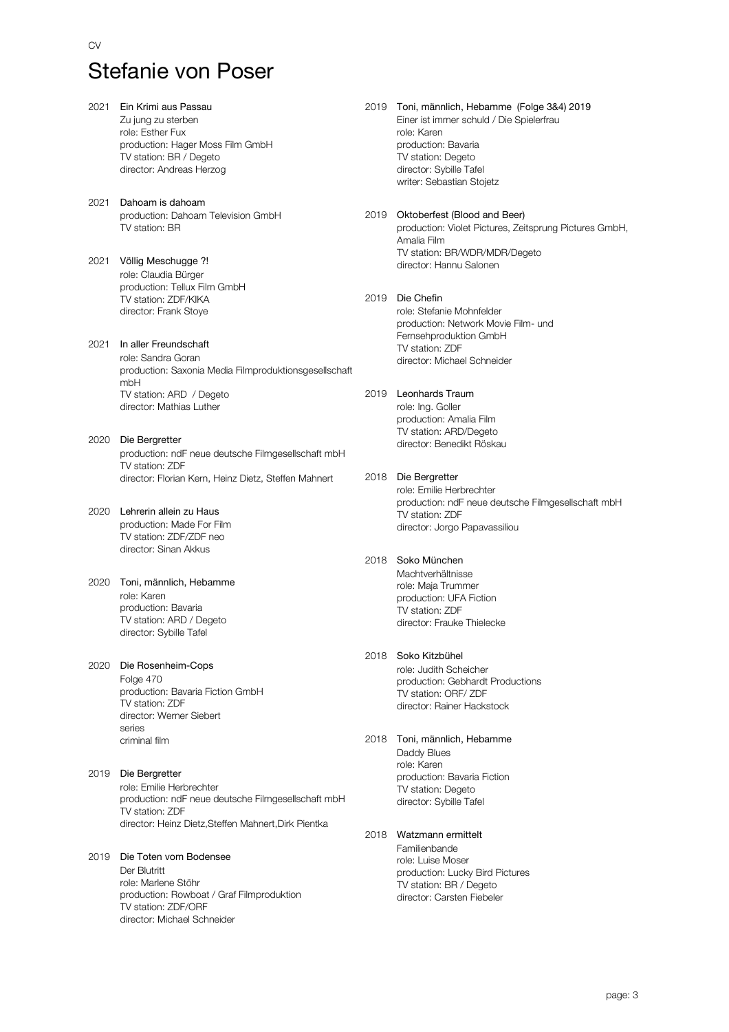CV

# Stefanie von Poser

2021 **Ein Krimi aus Passau**
Zu jung zu sterben
role: Esther Fux
production: Hager Moss Film GmbH
TV station: BR / Degeto
director: Andreas Herzog

2021 **Dahoam is dahoam**
production: Dahoam Television GmbH
TV station: BR

2021 **Völlig Meschugge ?!**
role: Claudia Bürger
production: Tellux Film GmbH
TV station: ZDF/KIKA
director: Frank Stoye

2021 **In aller Freundschaft**
role: Sandra Goran
production: Saxonia Media Filmproduktionsgesellschaft mbH
TV station: ARD / Degeto
director: Mathias Luther

2020 **Die Bergretter**
production: ndF neue deutsche Filmgesellschaft mbH
TV station: ZDF
director: Florian Kern, Heinz Dietz, Steffen Mahnert

2020 **Lehrerin allein zu Haus**
production: Made For Film
TV station: ZDF/ZDF neo
director: Sinan Akkus

2020 **Toni, männlich, Hebamme**
role: Karen
production: Bavaria
TV station: ARD / Degeto
director: Sybille Tafel

2020 **Die Rosenheim-Cops**
Folge 470
production: Bavaria Fiction GmbH
TV station: ZDF
director: Werner Siebert
series
criminal film

2019 **Die Bergretter**
role: Emilie Herbrechter
production: ndF neue deutsche Filmgesellschaft mbH
TV station: ZDF
director: Heinz Dietz,Steffen Mahnert,Dirk Pientka

2019 **Die Toten vom Bodensee**
Der Blutritt
role: Marlene Stöhr
production: Rowboat / Graf Filmproduktion
TV station: ZDF/ORF
director: Michael Schneider

2019 **Toni, männlich, Hebamme (Folge 3&4) 2019**
Einer ist immer schuld / Die Spielerfrau
role: Karen
production: Bavaria
TV station: Degeto
director: Sybille Tafel
writer: Sebastian Stojetz

2019 **Oktoberfest (Blood and Beer)**
production: Violet Pictures, Zeitsprung Pictures GmbH, Amalia Film
TV station: BR/WDR/MDR/Degeto
director: Hannu Salonen

2019 **Die Chefin**
role: Stefanie Mohnfelder
production: Network Movie Film- und Fernsehproduktion GmbH
TV station: ZDF
director: Michael Schneider

2019 **Leonhards Traum**
role: Ing. Goller
production: Amalia Film
TV station: ARD/Degeto
director: Benedikt Röskau

2018 **Die Bergretter**
role: Emilie Herbrechter
production: ndF neue deutsche Filmgesellschaft mbH
TV station: ZDF
director: Jorgo Papavassiliou

2018 **Soko München**
Machtverhältnisse
role: Maja Trummer
production: UFA Fiction
TV station: ZDF
director: Frauke Thielecke

2018 **Soko Kitzbühel**
role: Judith Scheicher
production: Gebhardt Productions
TV station: ORF/ ZDF
director: Rainer Hackstock

2018 **Toni, männlich, Hebamme**
Daddy Blues
role: Karen
production: Bavaria Fiction
TV station: Degeto
director: Sybille Tafel

2018 **Watzmann ermittelt**
Familienbande
role: Luise Moser
production: Lucky Bird Pictures
TV station: BR / Degeto
director: Carsten Fiebeler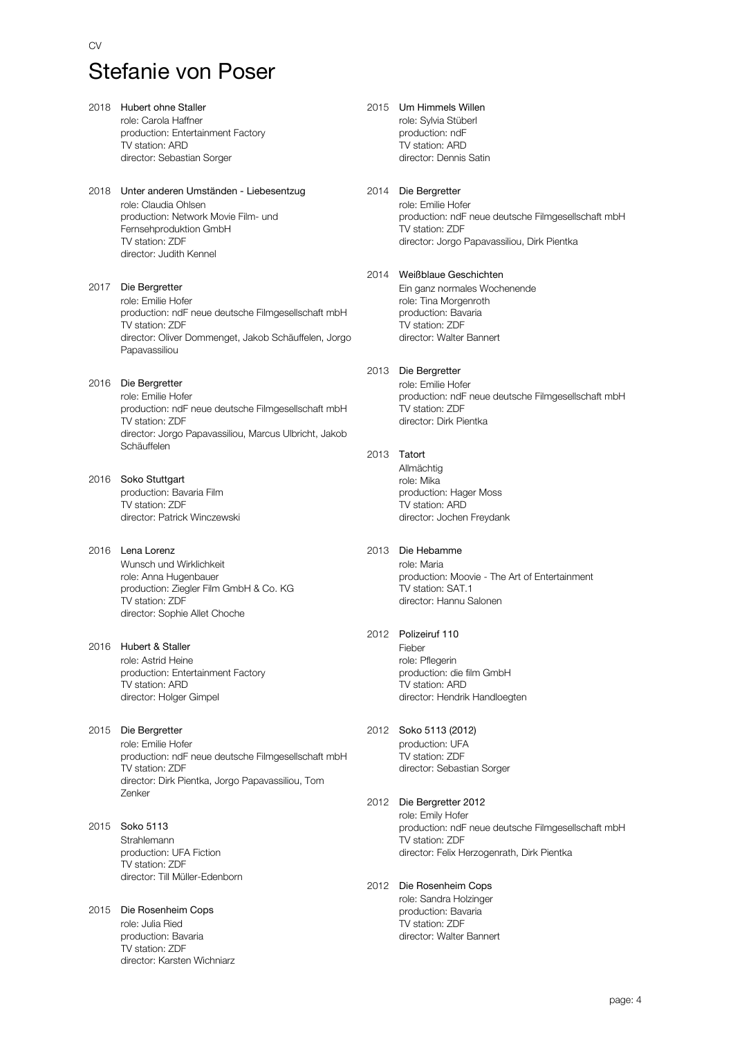CV

# Stefanie von Poser

2018 **Hubert ohne Staller**
role: Carola Haffner
production: Entertainment Factory
TV station: ARD
director: Sebastian Sorger

2018 **Unter anderen Umständen - Liebesentzug**
role: Claudia Ohlsen
production: Network Movie Film- und Fernsehproduktion GmbH
TV station: ZDF
director: Judith Kennel

2017 **Die Bergretter**
role: Emilie Hofer
production: ndF neue deutsche Filmgesellschaft mbH
TV station: ZDF
director: Oliver Dommenget, Jakob Schäuffelen, Jorgo Papavassiliou

2016 **Die Bergretter**
role: Emilie Hofer
production: ndF neue deutsche Filmgesellschaft mbH
TV station: ZDF
director: Jorgo Papavassiliou, Marcus Ulbricht, Jakob Schäuffelen

2016 **Soko Stuttgart**
production: Bavaria Film
TV station: ZDF
director: Patrick Winczewski

2016 **Lena Lorenz**
Wunsch und Wirklichkeit
role: Anna Hugenbauer
production: Ziegler Film GmbH & Co. KG
TV station: ZDF
director: Sophie Allet Choche

2016 **Hubert & Staller**
role: Astrid Heine
production: Entertainment Factory
TV station: ARD
director: Holger Gimpel

2015 **Die Bergretter**
role: Emilie Hofer
production: ndF neue deutsche Filmgesellschaft mbH
TV station: ZDF
director: Dirk Pientka, Jorgo Papavassiliou, Tom Zenker

2015 **Soko 5113**
Strahlemann
production: UFA Fiction
TV station: ZDF
director: Till Müller-Edenborn

2015 **Die Rosenheim Cops**
role: Julia Ried
production: Bavaria
TV station: ZDF
director: Karsten Wichniarz

2015 **Um Himmels Willen**
role: Sylvia Stüberl
production: ndF
TV station: ARD
director: Dennis Satin

2014 **Die Bergretter**
role: Emilie Hofer
production: ndF neue deutsche Filmgesellschaft mbH
TV station: ZDF
director: Jorgo Papavassiliou, Dirk Pientka

2014 **Weißblaue Geschichten**
Ein ganz normales Wochenende
role: Tina Morgenroth
production: Bavaria
TV station: ZDF
director: Walter Bannert

2013 **Die Bergretter**
role: Emilie Hofer
production: ndF neue deutsche Filmgesellschaft mbH
TV station: ZDF
director: Dirk Pientka

2013 **Tatort**
Allmächtig
role: Mika
production: Hager Moss
TV station: ARD
director: Jochen Freydank

2013 **Die Hebamme**
role: Maria
production: Moovie - The Art of Entertainment
TV station: SAT.1
director: Hannu Salonen

2012 **Polizeiruf 110**
Fieber
role: Pflegerin
production: die film GmbH
TV station: ARD
director: Hendrik Handloegten

2012 **Soko 5113 (2012)**
production: UFA
TV station: ZDF
director: Sebastian Sorger

2012 **Die Bergretter 2012**
role: Emily Hofer
production: ndF neue deutsche Filmgesellschaft mbH
TV station: ZDF
director: Felix Herzogenrath, Dirk Pientka

2012 **Die Rosenheim Cops**
role: Sandra Holzinger
production: Bavaria
TV station: ZDF
director: Walter Bannert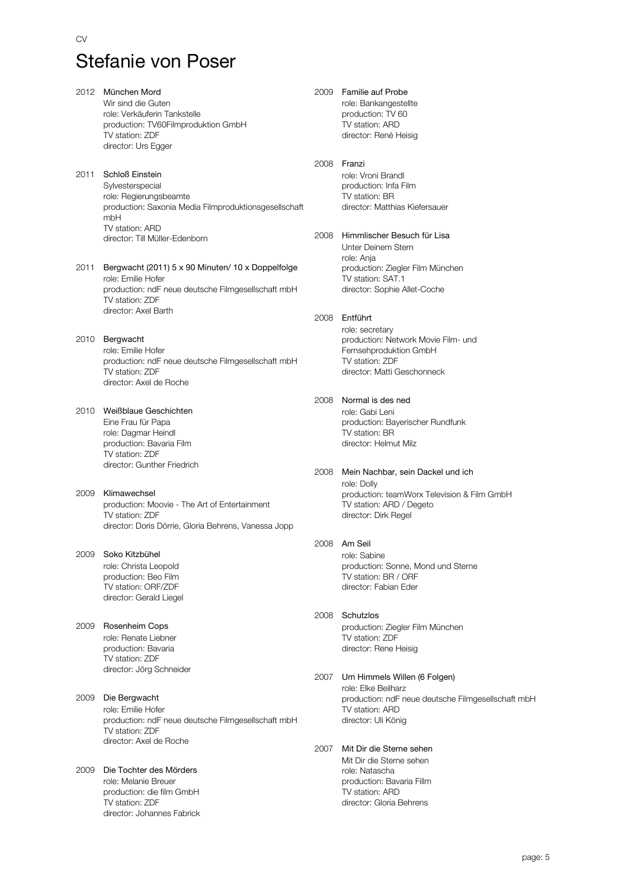CV

# Stefanie von Poser

2012 **München Mord**
Wir sind die Guten
role: Verkäuferin Tankstelle
production: TV60Filmproduktion GmbH
TV station: ZDF
director: Urs Egger

2011 **Schloß Einstein**
Sylvesterspecial
role: Regierungsbeamte
production: Saxonia Media Filmproduktionsgesellschaft mbH
TV station: ARD
director: Till Müller-Edenborn

2011 **Bergwacht (2011) 5 x 90 Minuten/ 10 x Doppelfolge**
role: Emilie Hofer
production: ndF neue deutsche Filmgesellschaft mbH
TV station: ZDF
director: Axel Barth

2010 **Bergwacht**
role: Emilie Hofer
production: ndF neue deutsche Filmgesellschaft mbH
TV station: ZDF
director: Axel de Roche

2010 **Weißblaue Geschichten**
Eine Frau für Papa
role: Dagmar Heindl
production: Bavaria Film
TV station: ZDF
director: Gunther Friedrich

2009 **Klimawechsel**
production: Moovie - The Art of Entertainment
TV station: ZDF
director: Doris Dörrie, Gloria Behrens, Vanessa Jopp

2009 **Soko Kitzbühel**
role: Christa Leopold
production: Beo Film
TV station: ORF/ZDF
director: Gerald Liegel

2009 **Rosenheim Cops**
role: Renate Liebner
production: Bavaria
TV station: ZDF
director: Jörg Schneider

2009 **Die Bergwacht**
role: Emilie Hofer
production: ndF neue deutsche Filmgesellschaft mbH
TV station: ZDF
director: Axel de Roche

2009 **Die Tochter des Mörders**
role: Melanie Breuer
production: die film GmbH
TV station: ZDF
director: Johannes Fabrick

2009 **Familie auf Probe**
role: Bankangestellte
production: TV 60
TV station: ARD
director: René Heisig

2008 **Franzi**
role: Vroni Brandl
production: Infa Film
TV station: BR
director: Matthias Kiefersauer

2008 **Himmlischer Besuch für Lisa**
Unter Deinem Stern
role: Anja
production: Ziegler Film München
TV station: SAT.1
director: Sophie Allet-Coche

2008 **Entführt**
role: secretary
production: Network Movie Film- und Fernsehproduktion GmbH
TV station: ZDF
director: Matti Geschonneck

2008 **Normal is des ned**
role: Gabi Leni
production: Bayerischer Rundfunk
TV station: BR
director: Helmut Milz

2008 **Mein Nachbar, sein Dackel und ich**
role: Dolly
production: teamWorx Television & Film GmbH
TV station: ARD / Degeto
director: Dirk Regel

2008 **Am Seil**
role: Sabine
production: Sonne, Mond und Sterne
TV station: BR / ORF
director: Fabian Eder

2008 **Schutzlos**
production: Ziegler Film München
TV station: ZDF
director: Rene Heisig

2007 **Um Himmels Willen (6 Folgen)**
role: Elke Beilharz
production: ndF neue deutsche Filmgesellschaft mbH
TV station: ARD
director: Uli König

2007 **Mit Dir die Sterne sehen**
Mit Dir die Sterne sehen
role: Natascha
production: Bavaria Fillm
TV station: ARD
director: Gloria Behrens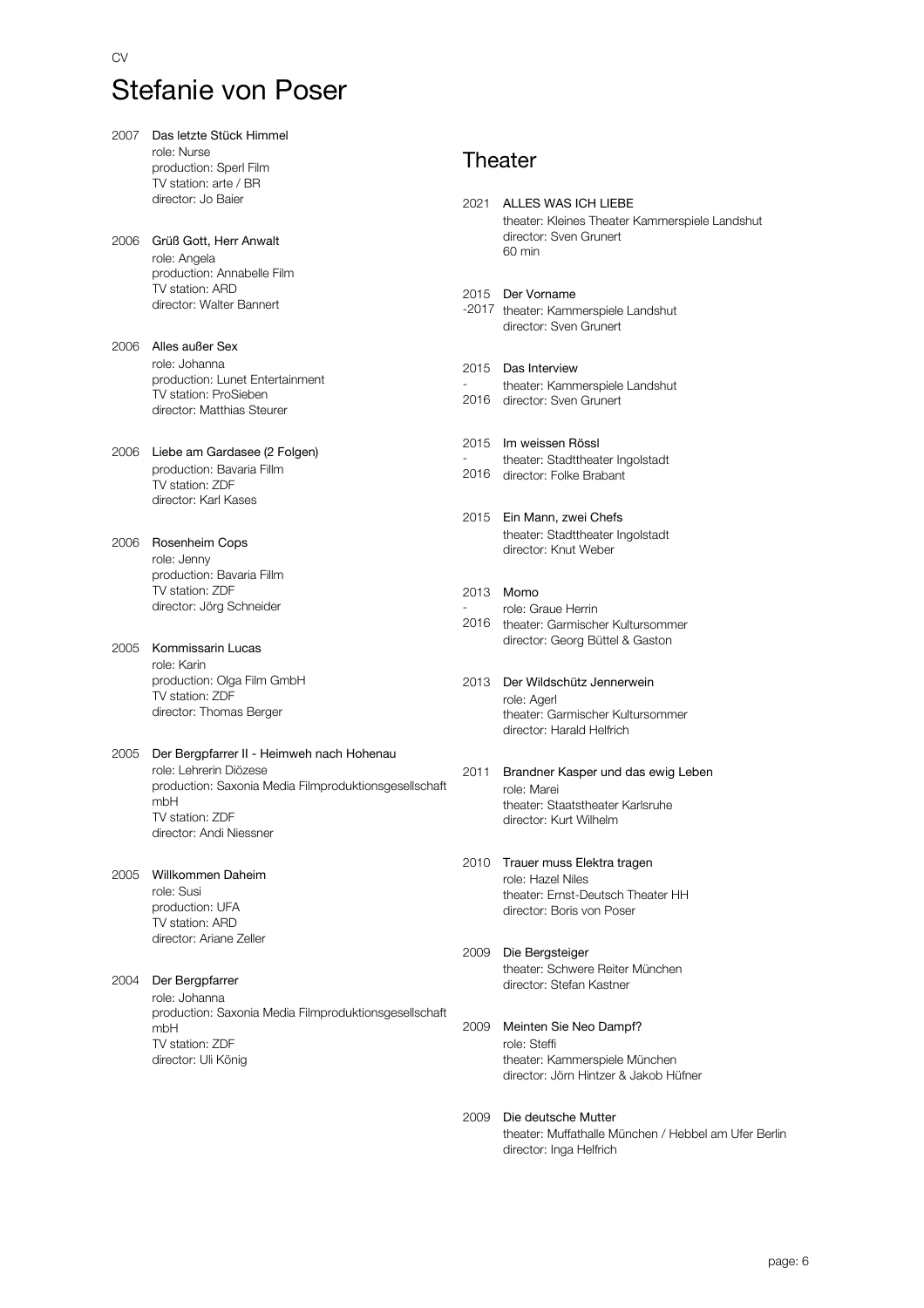CV

# Stefanie von Poser

2007 **Das letzte Stück Himmel**
role: Nurse
production: Sperl Film
TV station: arte / BR
director: Jo Baier

2006 **Grüß Gott, Herr Anwalt**
role: Angela
production: Annabelle Film
TV station: ARD
director: Walter Bannert

2006 **Alles außer Sex**
role: Johanna
production: Lunet Entertainment
TV station: ProSieben
director: Matthias Steurer

2006 **Liebe am Gardasee (2 Folgen)**
production: Bavaria Fillm
TV station: ZDF
director: Karl Kases

2006 **Rosenheim Cops**
role: Jenny
production: Bavaria Fillm
TV station: ZDF
director: Jörg Schneider

2005 **Kommissarin Lucas**
role: Karin
production: Olga Film GmbH
TV station: ZDF
director: Thomas Berger

2005 **Der Bergpfarrer II - Heimweh nach Hohenau**
role: Lehrerin Diözese
production: Saxonia Media Filmproduktionsgesellschaft mbH
TV station: ZDF
director: Andi Niessner

2005 **Willkommen Daheim**
role: Susi
production: UFA
TV station: ARD
director: Ariane Zeller

2004 **Der Bergpfarrer**
role: Johanna
production: Saxonia Media Filmproduktionsgesellschaft mbH
TV station: ZDF
director: Uli König

## Theater

2021 **ALLES WAS ICH LIEBE**
theater: Kleines Theater Kammerspiele Landshut
director: Sven Grunert
60 min

2015 -2017 **Der Vorname**
theater: Kammerspiele Landshut
director: Sven Grunert

2015 - 2016 **Das Interview**
theater: Kammerspiele Landshut
director: Sven Grunert

2015 - 2016 **Im weissen Rössl**
theater: Stadttheater Ingolstadt
director: Folke Brabant

2015 **Ein Mann, zwei Chefs**
theater: Stadttheater Ingolstadt
director: Knut Weber

2013 - 2016 **Momo**
role: Graue Herrin
theater: Garmischer Kultursommer
director: Georg Büttel & Gaston

2013 **Der Wildschütz Jennerwein**
role: Agerl
theater: Garmischer Kultursommer
director: Harald Helfrich

2011 **Brandner Kasper und das ewig Leben**
role: Marei
theater: Staatstheater Karlsruhe
director: Kurt Wilhelm

2010 **Trauer muss Elektra tragen**
role: Hazel Niles
theater: Ernst-Deutsch Theater HH
director: Boris von Poser

2009 **Die Bergsteiger**
theater: Schwere Reiter München
director: Stefan Kastner

2009 **Meinten Sie Neo Dampf?**
role: Steffi
theater: Kammerspiele München
director: Jörn Hintzer & Jakob Hüfner

2009 **Die deutsche Mutter**
theater: Muffathalle München / Hebbel am Ufer Berlin
director: Inga Helfrich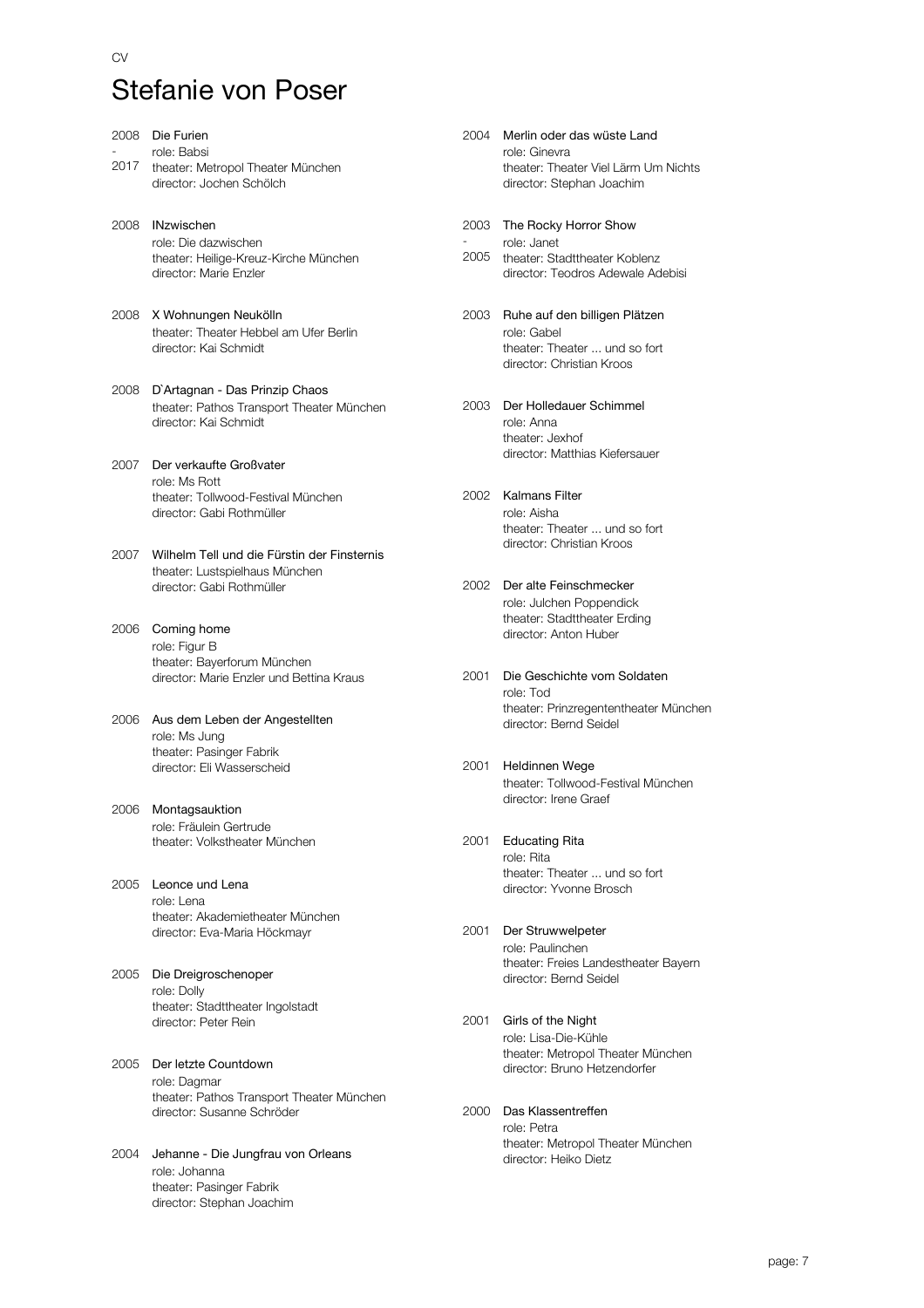CV

# Stefanie von Poser

**2008 - 2017** Die Furien
role: Babsi
theater: Metropol Theater München
director: Jochen Schölch

**2008** INzwischen
role: Die dazwischen
theater: Heilige-Kreuz-Kirche München
director: Marie Enzler

**2008** X Wohnungen Neukölln
theater: Theater Hebbel am Ufer Berlin
director: Kai Schmidt

**2008** D`Artagnan - Das Prinzip Chaos
theater: Pathos Transport Theater München
director: Kai Schmidt

**2007** Der verkaufte Großvater
role: Ms Rott
theater: Tollwood-Festival München
director: Gabi Rothmüller

**2007** Wilhelm Tell und die Fürstin der Finsternis
theater: Lustspielhaus München
director: Gabi Rothmüller

**2006** Coming home
role: Figur B
theater: Bayerforum München
director: Marie Enzler und Bettina Kraus

**2006** Aus dem Leben der Angestellten
role: Ms Jung
theater: Pasinger Fabrik
director: Eli Wasserscheid

**2006** Montagsauktion
role: Fräulein Gertrude
theater: Volkstheater München

**2005** Leonce und Lena
role: Lena
theater: Akademietheater München
director: Eva-Maria Höckmayr

**2005** Die Dreigroschenoper
role: Dolly
theater: Stadttheater Ingolstadt
director: Peter Rein

**2005** Der letzte Countdown
role: Dagmar
theater: Pathos Transport Theater München
director: Susanne Schröder

**2004** Jehanne - Die Jungfrau von Orleans
role: Johanna
theater: Pasinger Fabrik
director: Stephan Joachim

**2004** Merlin oder das wüste Land
role: Ginevra
theater: Theater Viel Lärm Um Nichts
director: Stephan Joachim

**2003 - 2005** The Rocky Horror Show
role: Janet
theater: Stadttheater Koblenz
director: Teodros Adewale Adebisi

**2003** Ruhe auf den billigen Plätzen
role: Gabel
theater: Theater ... und so fort
director: Christian Kroos

**2003** Der Holledauer Schimmel
role: Anna
theater: Jexhof
director: Matthias Kiefersauer

**2002** Kalmans Filter
role: Aisha
theater: Theater ... und so fort
director: Christian Kroos

**2002** Der alte Feinschmecker
role: Julchen Poppendick
theater: Stadttheater Erding
director: Anton Huber

**2001** Die Geschichte vom Soldaten
role: Tod
theater: Prinzregententheater München
director: Bernd Seidel

**2001** Heldinnen Wege
theater: Tollwood-Festival München
director: Irene Graef

**2001** Educating Rita
role: Rita
theater: Theater ... und so fort
director: Yvonne Brosch

**2001** Der Struwwelpeter
role: Paulinchen
theater: Freies Landestheater Bayern
director: Bernd Seidel

**2001** Girls of the Night
role: Lisa-Die-Kühle
theater: Metropol Theater München
director: Bruno Hetzendorfer

**2000** Das Klassentreffen
role: Petra
theater: Metropol Theater München
director: Heiko Dietz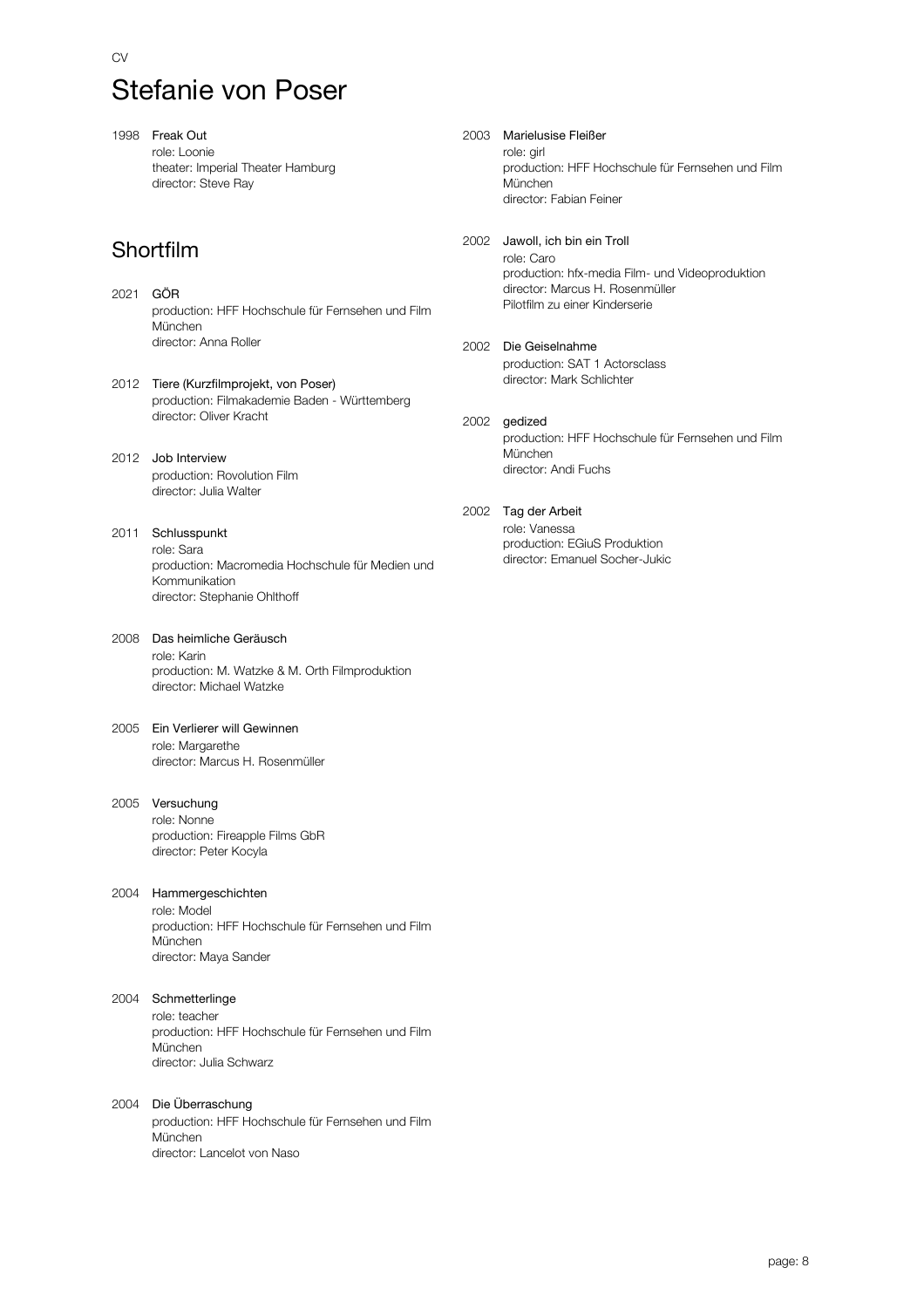CV

# Stefanie von Poser

1998 **Freak Out**
role: Loonie
theater: Imperial Theater Hamburg
director: Steve Ray

## Shortfilm

2021 **GÖR**
production: HFF Hochschule für Fernsehen und Film München
director: Anna Roller

2012 **Tiere (Kurzfilmprojekt, von Poser)**
production: Filmakademie Baden - Württemberg
director: Oliver Kracht

2012 **Job Interview**
production: Rovolution Film
director: Julia Walter

2011 **Schlusspunkt**
role: Sara
production: Macromedia Hochschule für Medien und Kommunikation
director: Stephanie Ohlthoff

2008 **Das heimliche Geräusch**
role: Karin
production: M. Watzke & M. Orth Filmproduktion
director: Michael Watzke

2005 **Ein Verlierer will Gewinnen**
role: Margarethe
director: Marcus H. Rosenmüller

2005 **Versuchung**
role: Nonne
production: Fireapple Films GbR
director: Peter Kocyla

2004 **Hammergeschichten**
role: Model
production: HFF Hochschule für Fernsehen und Film München
director: Maya Sander

2004 **Schmetterlinge**
role: teacher
production: HFF Hochschule für Fernsehen und Film München
director: Julia Schwarz

2004 **Die Überraschung**
production: HFF Hochschule für Fernsehen und Film München
director: Lancelot von Naso

2003 **Marielusise Fleißer**
role: girl
production: HFF Hochschule für Fernsehen und Film München
director: Fabian Feiner

2002 **Jawoll, ich bin ein Troll**
role: Caro
production: hfx-media Film- und Videoproduktion
director: Marcus H. Rosenmüller
Pilotfilm zu einer Kinderserie

2002 **Die Geiselnahme**
production: SAT 1 Actorsclass
director: Mark Schlichter

2002 **gedized**
production: HFF Hochschule für Fernsehen und Film München
director: Andi Fuchs

2002 **Tag der Arbeit**
role: Vanessa
production: EGiuS Produktion
director: Emanuel Socher-Jukic